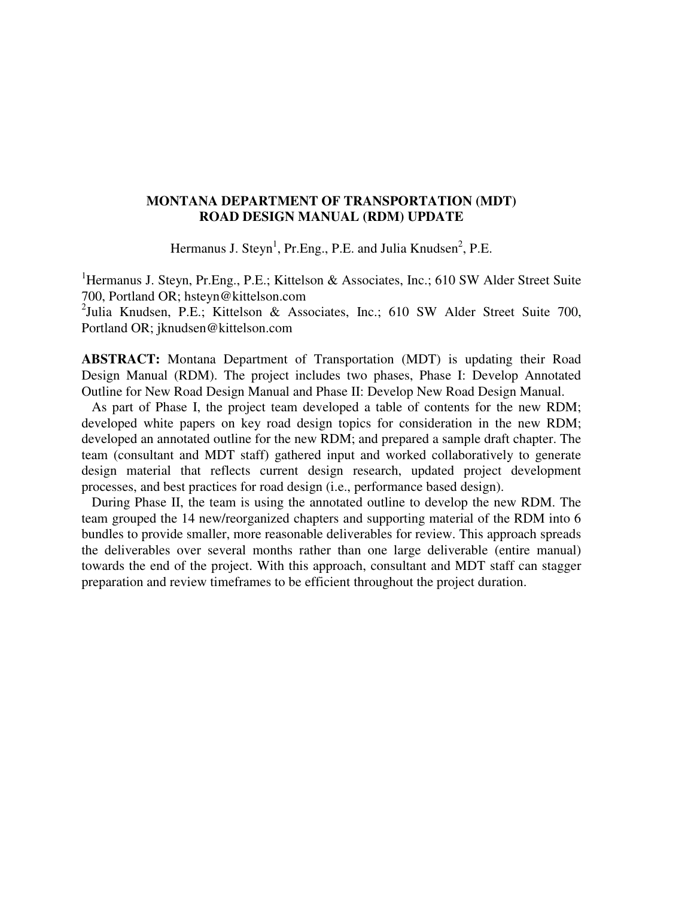# MONTANA DEPARTMENT OF TRANSPORTATION (MDT) ROAD DESIGN MANUAL (RDM) UPDATE

Hermanus J. Steyn[1], Pr.Eng., P.E. and Julia Knudsen[2], P.E.

[1]Hermanus J. Steyn, Pr.Eng., P.E.; Kittelson & Associates, Inc.; 610 SW Alder Street Suite 700, Portland OR; hsteyn@kittelson.com
[2]Julia Knudsen, P.E.; Kittelson & Associates, Inc.; 610 SW Alder Street Suite 700, Portland OR; jknudsen@kittelson.com

**ABSTRACT:** Montana Department of Transportation (MDT) is updating their Road Design Manual (RDM). The project includes two phases, Phase I: Develop Annotated Outline for New Road Design Manual and Phase II: Develop New Road Design Manual.

As part of Phase I, the project team developed a table of contents for the new RDM; developed white papers on key road design topics for consideration in the new RDM; developed an annotated outline for the new RDM; and prepared a sample draft chapter. The team (consultant and MDT staff) gathered input and worked collaboratively to generate design material that reflects current design research, updated project development processes, and best practices for road design (i.e., performance based design).

During Phase II, the team is using the annotated outline to develop the new RDM. The team grouped the 14 new/reorganized chapters and supporting material of the RDM into 6 bundles to provide smaller, more reasonable deliverables for review. This approach spreads the deliverables over several months rather than one large deliverable (entire manual) towards the end of the project. With this approach, consultant and MDT staff can stagger preparation and review timeframes to be efficient throughout the project duration.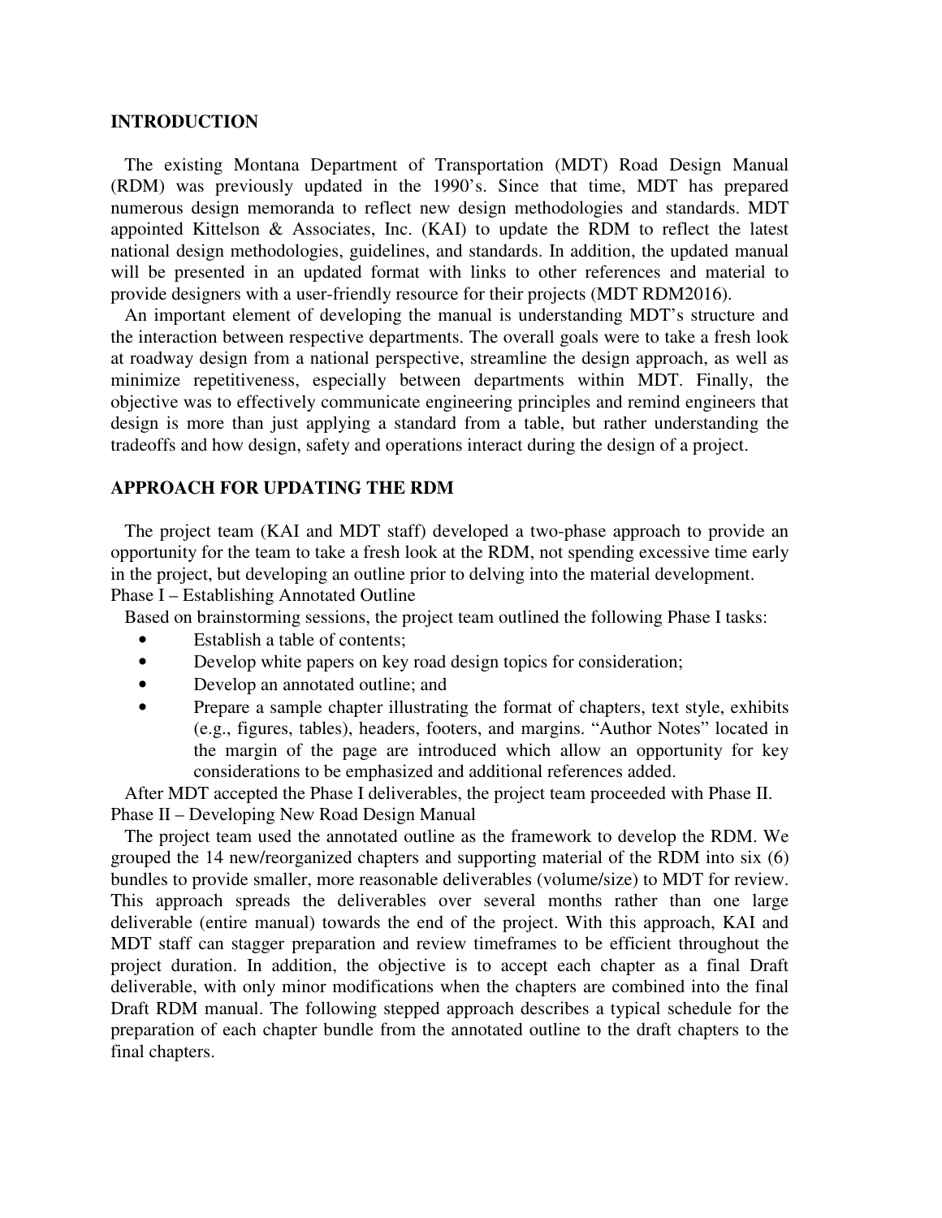## INTRODUCTION

The existing Montana Department of Transportation (MDT) Road Design Manual (RDM) was previously updated in the 1990's. Since that time, MDT has prepared numerous design memoranda to reflect new design methodologies and standards. MDT appointed Kittelson & Associates, Inc. (KAI) to update the RDM to reflect the latest national design methodologies, guidelines, and standards. In addition, the updated manual will be presented in an updated format with links to other references and material to provide designers with a user-friendly resource for their projects (MDT RDM2016).

An important element of developing the manual is understanding MDT's structure and the interaction between respective departments. The overall goals were to take a fresh look at roadway design from a national perspective, streamline the design approach, as well as minimize repetitiveness, especially between departments within MDT. Finally, the objective was to effectively communicate engineering principles and remind engineers that design is more than just applying a standard from a table, but rather understanding the tradeoffs and how design, safety and operations interact during the design of a project.

## APPROACH FOR UPDATING THE RDM

The project team (KAI and MDT staff) developed a two-phase approach to provide an opportunity for the team to take a fresh look at the RDM, not spending excessive time early in the project, but developing an outline prior to delving into the material development.

Phase I – Establishing Annotated Outline

Based on brainstorming sessions, the project team outlined the following Phase I tasks:

- Establish a table of contents;
- Develop white papers on key road design topics for consideration;
- Develop an annotated outline; and
- Prepare a sample chapter illustrating the format of chapters, text style, exhibits (e.g., figures, tables), headers, footers, and margins. "Author Notes" located in the margin of the page are introduced which allow an opportunity for key considerations to be emphasized and additional references added.

After MDT accepted the Phase I deliverables, the project team proceeded with Phase II.

Phase II – Developing New Road Design Manual

The project team used the annotated outline as the framework to develop the RDM. We grouped the 14 new/reorganized chapters and supporting material of the RDM into six (6) bundles to provide smaller, more reasonable deliverables (volume/size) to MDT for review. This approach spreads the deliverables over several months rather than one large deliverable (entire manual) towards the end of the project. With this approach, KAI and MDT staff can stagger preparation and review timeframes to be efficient throughout the project duration. In addition, the objective is to accept each chapter as a final Draft deliverable, with only minor modifications when the chapters are combined into the final Draft RDM manual. The following stepped approach describes a typical schedule for the preparation of each chapter bundle from the annotated outline to the draft chapters to the final chapters.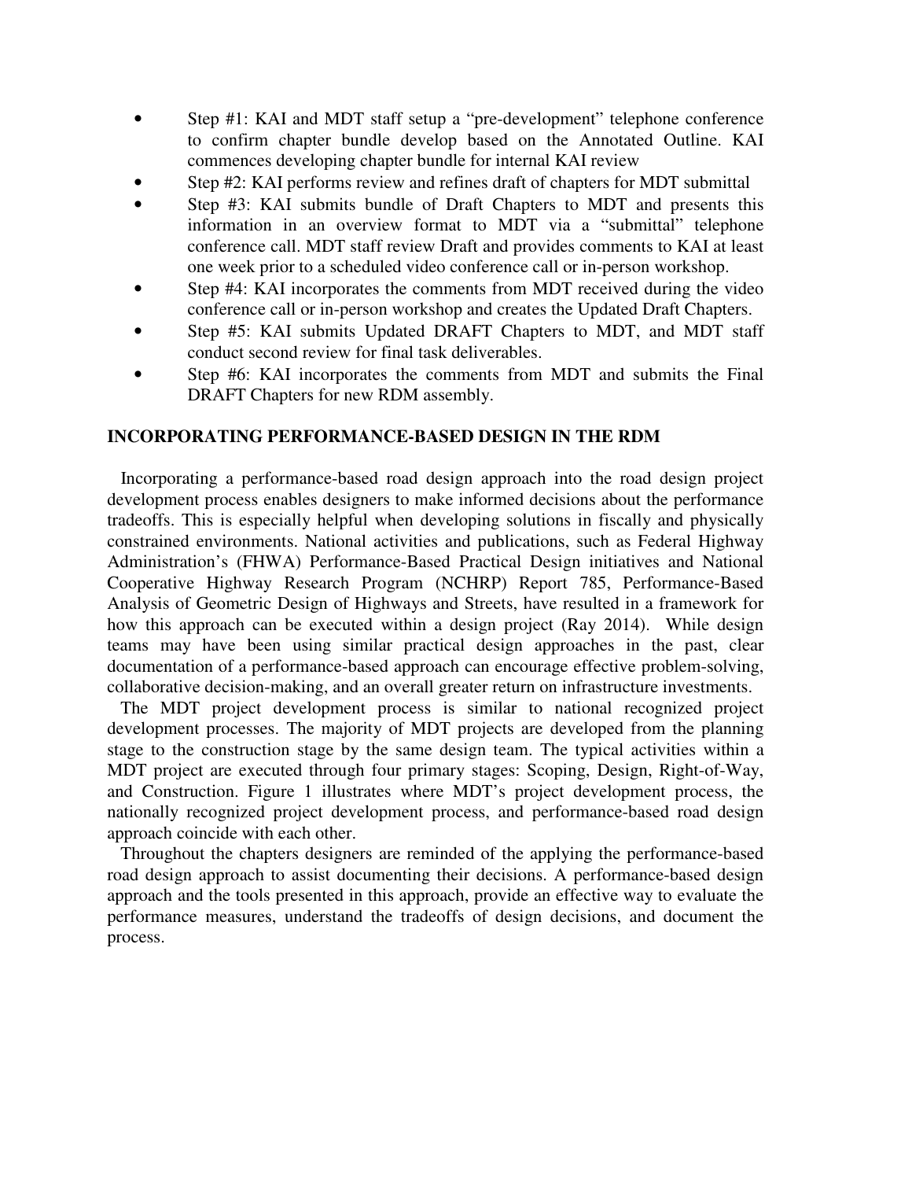- Step #1: KAI and MDT staff setup a "pre-development" telephone conference to confirm chapter bundle develop based on the Annotated Outline. KAI commences developing chapter bundle for internal KAI review
- Step #2: KAI performs review and refines draft of chapters for MDT submittal
- Step #3: KAI submits bundle of Draft Chapters to MDT and presents this information in an overview format to MDT via a "submittal" telephone conference call. MDT staff review Draft and provides comments to KAI at least one week prior to a scheduled video conference call or in-person workshop.
- Step #4: KAI incorporates the comments from MDT received during the video conference call or in-person workshop and creates the Updated Draft Chapters.
- Step #5: KAI submits Updated DRAFT Chapters to MDT, and MDT staff conduct second review for final task deliverables.
- Step #6: KAI incorporates the comments from MDT and submits the Final DRAFT Chapters for new RDM assembly.

## INCORPORATING PERFORMANCE-BASED DESIGN IN THE RDM

Incorporating a performance-based road design approach into the road design project development process enables designers to make informed decisions about the performance tradeoffs. This is especially helpful when developing solutions in fiscally and physically constrained environments. National activities and publications, such as Federal Highway Administration's (FHWA) Performance-Based Practical Design initiatives and National Cooperative Highway Research Program (NCHRP) Report 785, Performance-Based Analysis of Geometric Design of Highways and Streets, have resulted in a framework for how this approach can be executed within a design project (Ray 2014). While design teams may have been using similar practical design approaches in the past, clear documentation of a performance-based approach can encourage effective problem-solving, collaborative decision-making, and an overall greater return on infrastructure investments.

The MDT project development process is similar to national recognized project development processes. The majority of MDT projects are developed from the planning stage to the construction stage by the same design team. The typical activities within a MDT project are executed through four primary stages: Scoping, Design, Right-of-Way, and Construction. Figure 1 illustrates where MDT's project development process, the nationally recognized project development process, and performance-based road design approach coincide with each other.

Throughout the chapters designers are reminded of the applying the performance-based road design approach to assist documenting their decisions. A performance-based design approach and the tools presented in this approach, provide an effective way to evaluate the performance measures, understand the tradeoffs of design decisions, and document the process.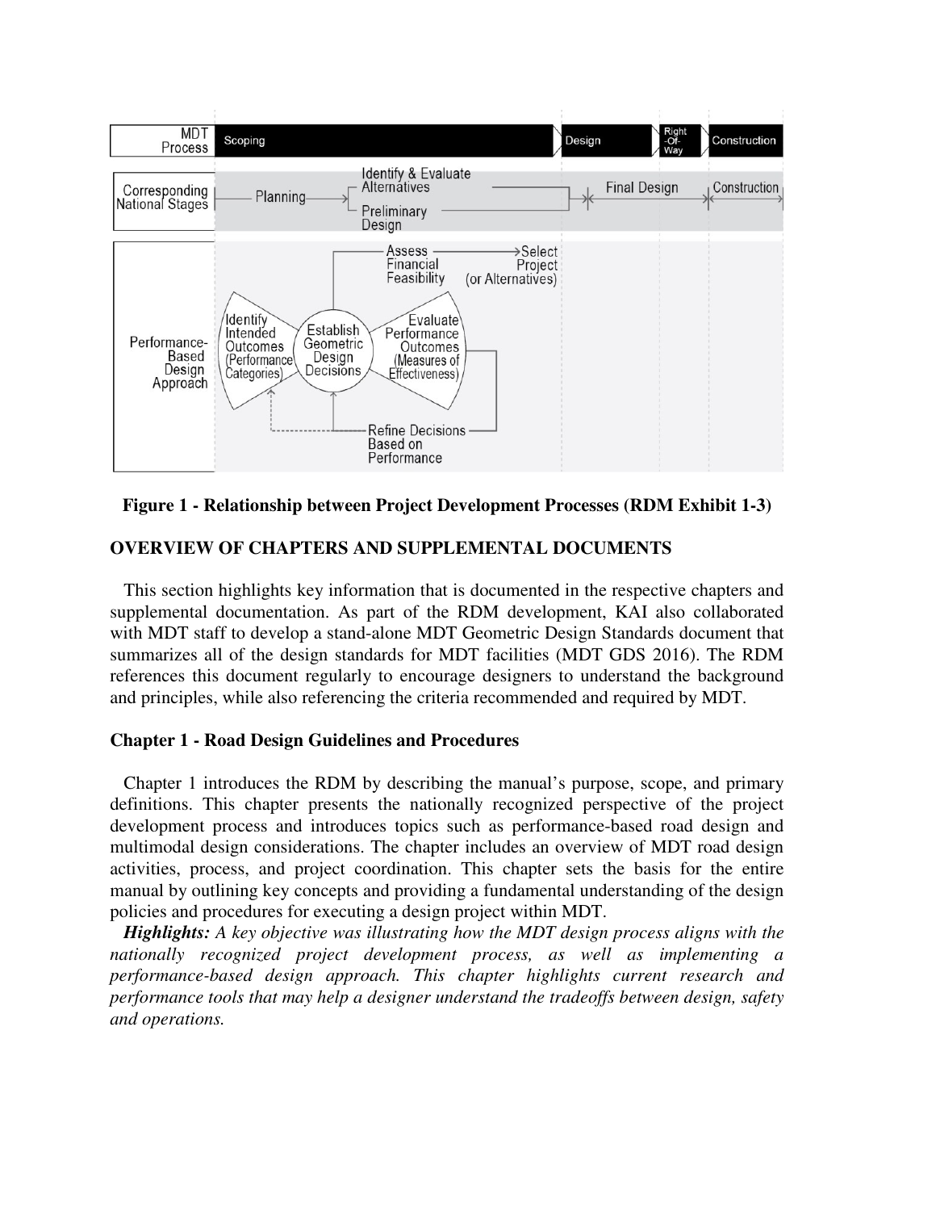**Figure 1 - Relationship between Project Development Processes (RDM Exhibit 1-3)**

## OVERVIEW OF CHAPTERS AND SUPPLEMENTAL DOCUMENTS

This section highlights key information that is documented in the respective chapters and supplemental documentation. As part of the RDM development, KAI also collaborated with MDT staff to develop a stand-alone MDT Geometric Design Standards document that summarizes all of the design standards for MDT facilities (MDT GDS 2016). The RDM references this document regularly to encourage designers to understand the background and principles, while also referencing the criteria recommended and required by MDT.

### Chapter 1 - Road Design Guidelines and Procedures

Chapter 1 introduces the RDM by describing the manual's purpose, scope, and primary definitions. This chapter presents the nationally recognized perspective of the project development process and introduces topics such as performance-based road design and multimodal design considerations. The chapter includes an overview of MDT road design activities, process, and project coordination. This chapter sets the basis for the entire manual by outlining key concepts and providing a fundamental understanding of the design policies and procedures for executing a design project within MDT.

***Highlights:*** *A key objective was illustrating how the MDT design process aligns with the nationally recognized project development process, as well as implementing a performance-based design approach. This chapter highlights current research and performance tools that may help a designer understand the tradeoffs between design, safety and operations.*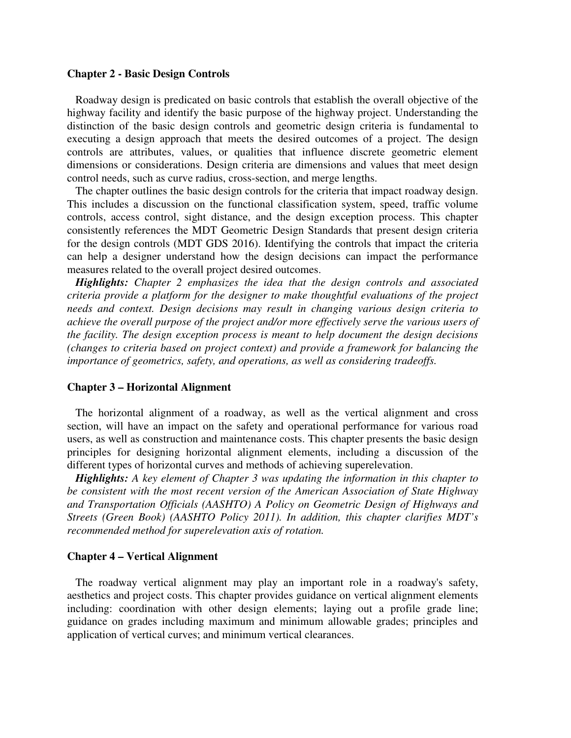### Chapter 2 - Basic Design Controls

Roadway design is predicated on basic controls that establish the overall objective of the highway facility and identify the basic purpose of the highway project. Understanding the distinction of the basic design controls and geometric design criteria is fundamental to executing a design approach that meets the desired outcomes of a project. The design controls are attributes, values, or qualities that influence discrete geometric element dimensions or considerations. Design criteria are dimensions and values that meet design control needs, such as curve radius, cross-section, and merge lengths.

The chapter outlines the basic design controls for the criteria that impact roadway design. This includes a discussion on the functional classification system, speed, traffic volume controls, access control, sight distance, and the design exception process. This chapter consistently references the MDT Geometric Design Standards that present design criteria for the design controls (MDT GDS 2016). Identifying the controls that impact the criteria can help a designer understand how the design decisions can impact the performance measures related to the overall project desired outcomes.

***Highlights:*** *Chapter 2 emphasizes the idea that the design controls and associated criteria provide a platform for the designer to make thoughtful evaluations of the project needs and context. Design decisions may result in changing various design criteria to achieve the overall purpose of the project and/or more effectively serve the various users of the facility. The design exception process is meant to help document the design decisions (changes to criteria based on project context) and provide a framework for balancing the importance of geometrics, safety, and operations, as well as considering tradeoffs.*

### Chapter 3 – Horizontal Alignment

The horizontal alignment of a roadway, as well as the vertical alignment and cross section, will have an impact on the safety and operational performance for various road users, as well as construction and maintenance costs. This chapter presents the basic design principles for designing horizontal alignment elements, including a discussion of the different types of horizontal curves and methods of achieving superelevation.

***Highlights:*** *A key element of Chapter 3 was updating the information in this chapter to be consistent with the most recent version of the American Association of State Highway and Transportation Officials (AASHTO) A Policy on Geometric Design of Highways and Streets (Green Book) (AASHTO Policy 2011). In addition, this chapter clarifies MDT's recommended method for superelevation axis of rotation.*

### Chapter 4 – Vertical Alignment

The roadway vertical alignment may play an important role in a roadway's safety, aesthetics and project costs. This chapter provides guidance on vertical alignment elements including: coordination with other design elements; laying out a profile grade line; guidance on grades including maximum and minimum allowable grades; principles and application of vertical curves; and minimum vertical clearances.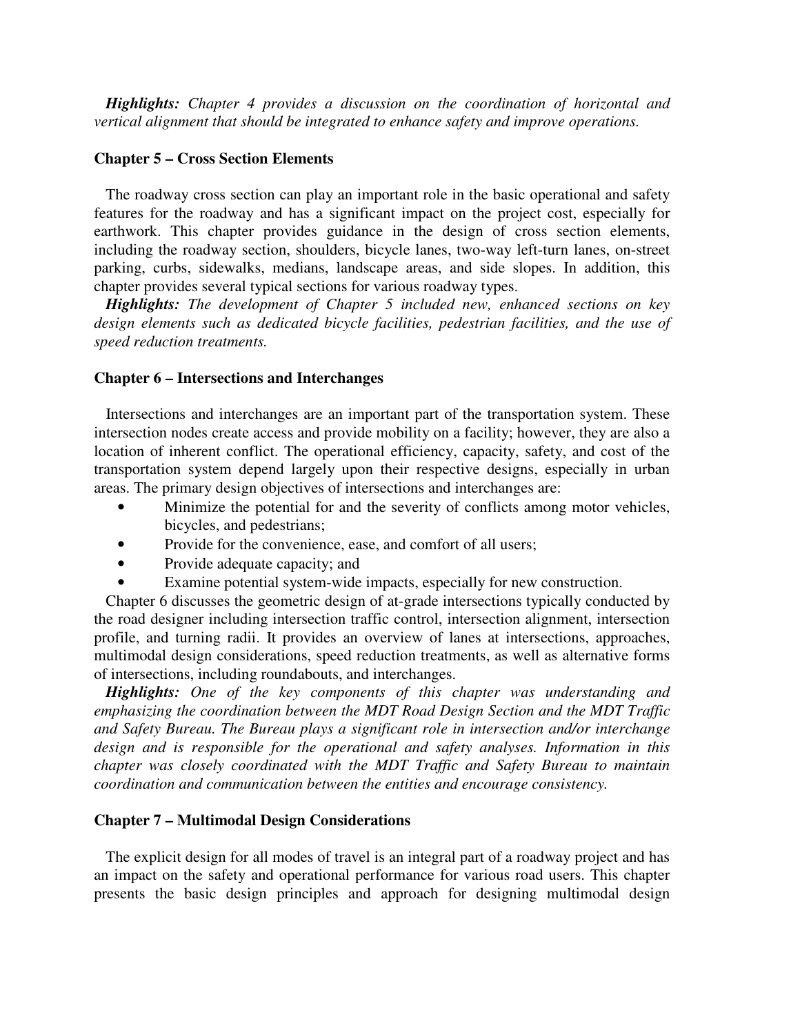***Highlights:*** *Chapter 4 provides a discussion on the coordination of horizontal and vertical alignment that should be integrated to enhance safety and improve operations.*

**Chapter 5 – Cross Section Elements**

The roadway cross section can play an important role in the basic operational and safety features for the roadway and has a significant impact on the project cost, especially for earthwork. This chapter provides guidance in the design of cross section elements, including the roadway section, shoulders, bicycle lanes, two-way left-turn lanes, on-street parking, curbs, sidewalks, medians, landscape areas, and side slopes. In addition, this chapter provides several typical sections for various roadway types.

***Highlights:*** *The development of Chapter 5 included new, enhanced sections on key design elements such as dedicated bicycle facilities, pedestrian facilities, and the use of speed reduction treatments.*

**Chapter 6 – Intersections and Interchanges**

Intersections and interchanges are an important part of the transportation system. These intersection nodes create access and provide mobility on a facility; however, they are also a location of inherent conflict. The operational efficiency, capacity, safety, and cost of the transportation system depend largely upon their respective designs, especially in urban areas. The primary design objectives of intersections and interchanges are:

- Minimize the potential for and the severity of conflicts among motor vehicles, bicycles, and pedestrians;
- Provide for the convenience, ease, and comfort of all users;
- Provide adequate capacity; and
- Examine potential system-wide impacts, especially for new construction.

Chapter 6 discusses the geometric design of at-grade intersections typically conducted by the road designer including intersection traffic control, intersection alignment, intersection profile, and turning radii. It provides an overview of lanes at intersections, approaches, multimodal design considerations, speed reduction treatments, as well as alternative forms of intersections, including roundabouts, and interchanges.

***Highlights:*** *One of the key components of this chapter was understanding and emphasizing the coordination between the MDT Road Design Section and the MDT Traffic and Safety Bureau. The Bureau plays a significant role in intersection and/or interchange design and is responsible for the operational and safety analyses. Information in this chapter was closely coordinated with the MDT Traffic and Safety Bureau to maintain coordination and communication between the entities and encourage consistency.*

**Chapter 7 – Multimodal Design Considerations**

The explicit design for all modes of travel is an integral part of a roadway project and has an impact on the safety and operational performance for various road users. This chapter presents the basic design principles and approach for designing multimodal design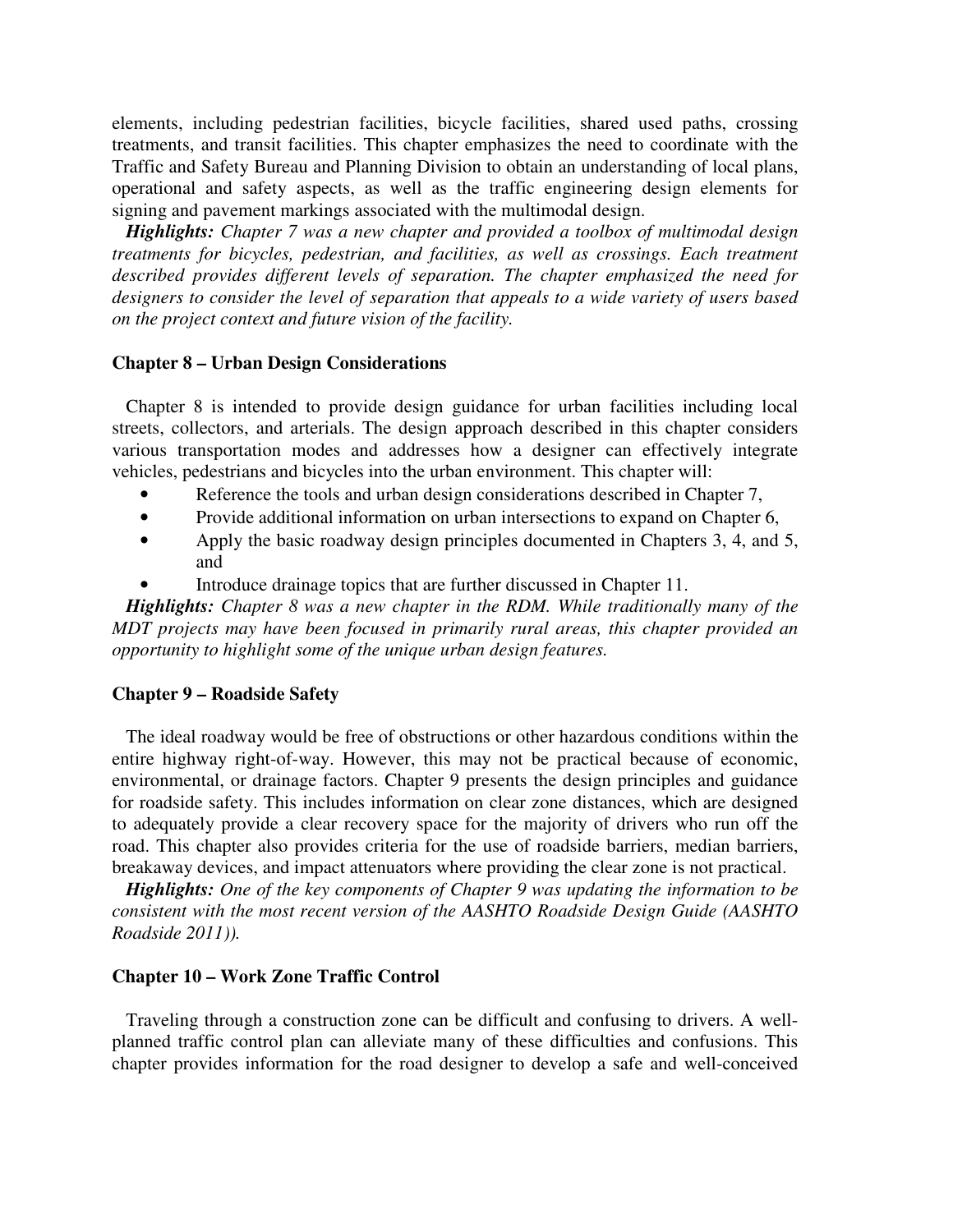elements, including pedestrian facilities, bicycle facilities, shared used paths, crossing treatments, and transit facilities. This chapter emphasizes the need to coordinate with the Traffic and Safety Bureau and Planning Division to obtain an understanding of local plans, operational and safety aspects, as well as the traffic engineering design elements for signing and pavement markings associated with the multimodal design.

***Highlights:*** *Chapter 7 was a new chapter and provided a toolbox of multimodal design treatments for bicycles, pedestrian, and facilities, as well as crossings. Each treatment described provides different levels of separation. The chapter emphasized the need for designers to consider the level of separation that appeals to a wide variety of users based on the project context and future vision of the facility.*

### Chapter 8 – Urban Design Considerations

Chapter 8 is intended to provide design guidance for urban facilities including local streets, collectors, and arterials. The design approach described in this chapter considers various transportation modes and addresses how a designer can effectively integrate vehicles, pedestrians and bicycles into the urban environment. This chapter will:

- Reference the tools and urban design considerations described in Chapter 7,
- Provide additional information on urban intersections to expand on Chapter 6,
- Apply the basic roadway design principles documented in Chapters 3, 4, and 5, and
- Introduce drainage topics that are further discussed in Chapter 11.

***Highlights:*** *Chapter 8 was a new chapter in the RDM. While traditionally many of the MDT projects may have been focused in primarily rural areas, this chapter provided an opportunity to highlight some of the unique urban design features.*

### Chapter 9 – Roadside Safety

The ideal roadway would be free of obstructions or other hazardous conditions within the entire highway right-of-way. However, this may not be practical because of economic, environmental, or drainage factors. Chapter 9 presents the design principles and guidance for roadside safety. This includes information on clear zone distances, which are designed to adequately provide a clear recovery space for the majority of drivers who run off the road. This chapter also provides criteria for the use of roadside barriers, median barriers, breakaway devices, and impact attenuators where providing the clear zone is not practical.

***Highlights:*** *One of the key components of Chapter 9 was updating the information to be consistent with the most recent version of the AASHTO Roadside Design Guide (AASHTO Roadside 2011)).*

### Chapter 10 – Work Zone Traffic Control

Traveling through a construction zone can be difficult and confusing to drivers. A well-planned traffic control plan can alleviate many of these difficulties and confusions. This chapter provides information for the road designer to develop a safe and well-conceived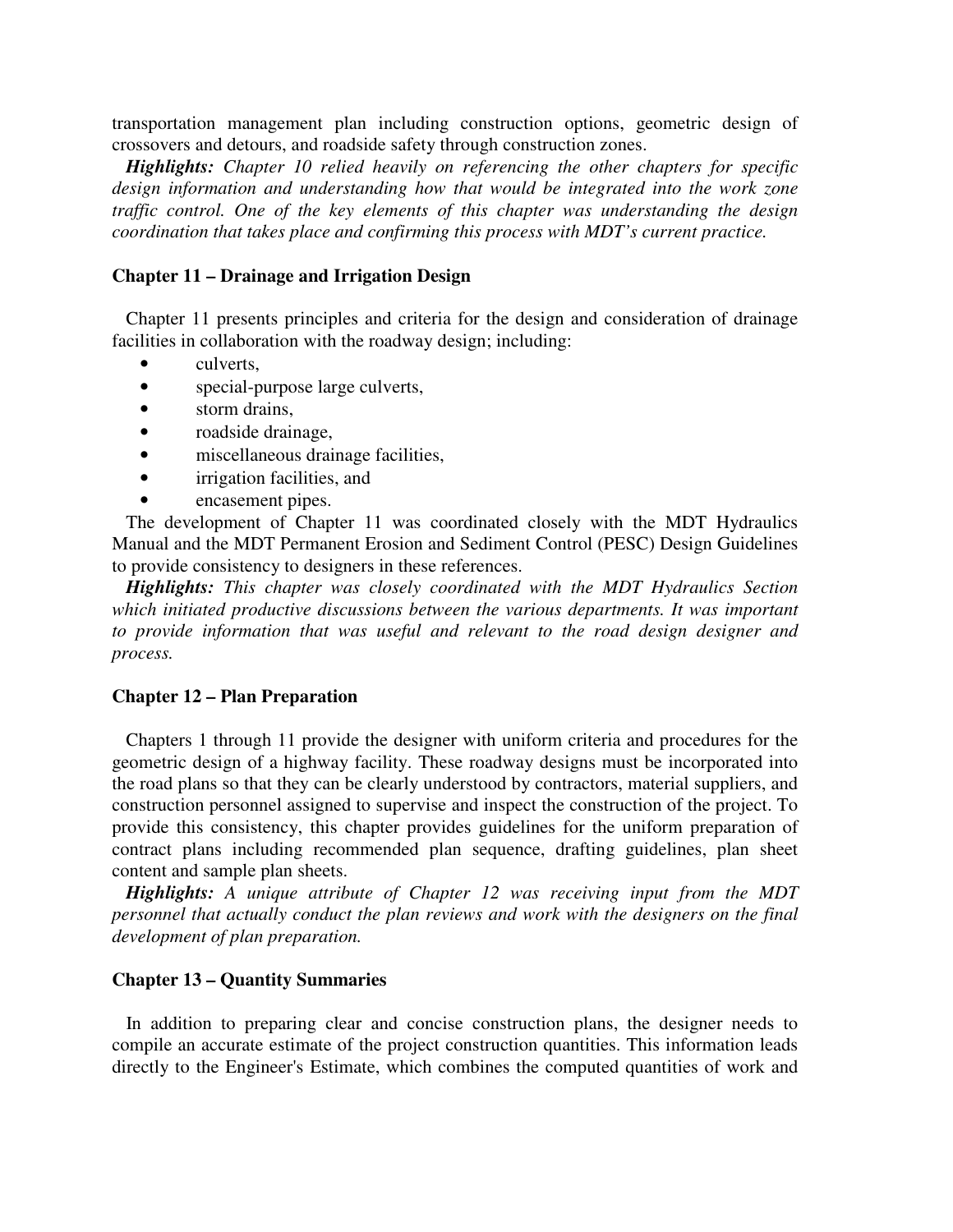transportation management plan including construction options, geometric design of crossovers and detours, and roadside safety through construction zones.

***Highlights:*** *Chapter 10 relied heavily on referencing the other chapters for specific design information and understanding how that would be integrated into the work zone traffic control. One of the key elements of this chapter was understanding the design coordination that takes place and confirming this process with MDT's current practice.*

### Chapter 11 – Drainage and Irrigation Design

Chapter 11 presents principles and criteria for the design and consideration of drainage facilities in collaboration with the roadway design; including:

- culverts,
- special-purpose large culverts,
- storm drains,
- roadside drainage,
- miscellaneous drainage facilities,
- irrigation facilities, and
- encasement pipes.

The development of Chapter 11 was coordinated closely with the MDT Hydraulics Manual and the MDT Permanent Erosion and Sediment Control (PESC) Design Guidelines to provide consistency to designers in these references.

***Highlights:*** *This chapter was closely coordinated with the MDT Hydraulics Section which initiated productive discussions between the various departments. It was important to provide information that was useful and relevant to the road design designer and process.*

### Chapter 12 – Plan Preparation

Chapters 1 through 11 provide the designer with uniform criteria and procedures for the geometric design of a highway facility. These roadway designs must be incorporated into the road plans so that they can be clearly understood by contractors, material suppliers, and construction personnel assigned to supervise and inspect the construction of the project. To provide this consistency, this chapter provides guidelines for the uniform preparation of contract plans including recommended plan sequence, drafting guidelines, plan sheet content and sample plan sheets.

***Highlights:*** *A unique attribute of Chapter 12 was receiving input from the MDT personnel that actually conduct the plan reviews and work with the designers on the final development of plan preparation.*

### Chapter 13 – Quantity Summaries

In addition to preparing clear and concise construction plans, the designer needs to compile an accurate estimate of the project construction quantities. This information leads directly to the Engineer's Estimate, which combines the computed quantities of work and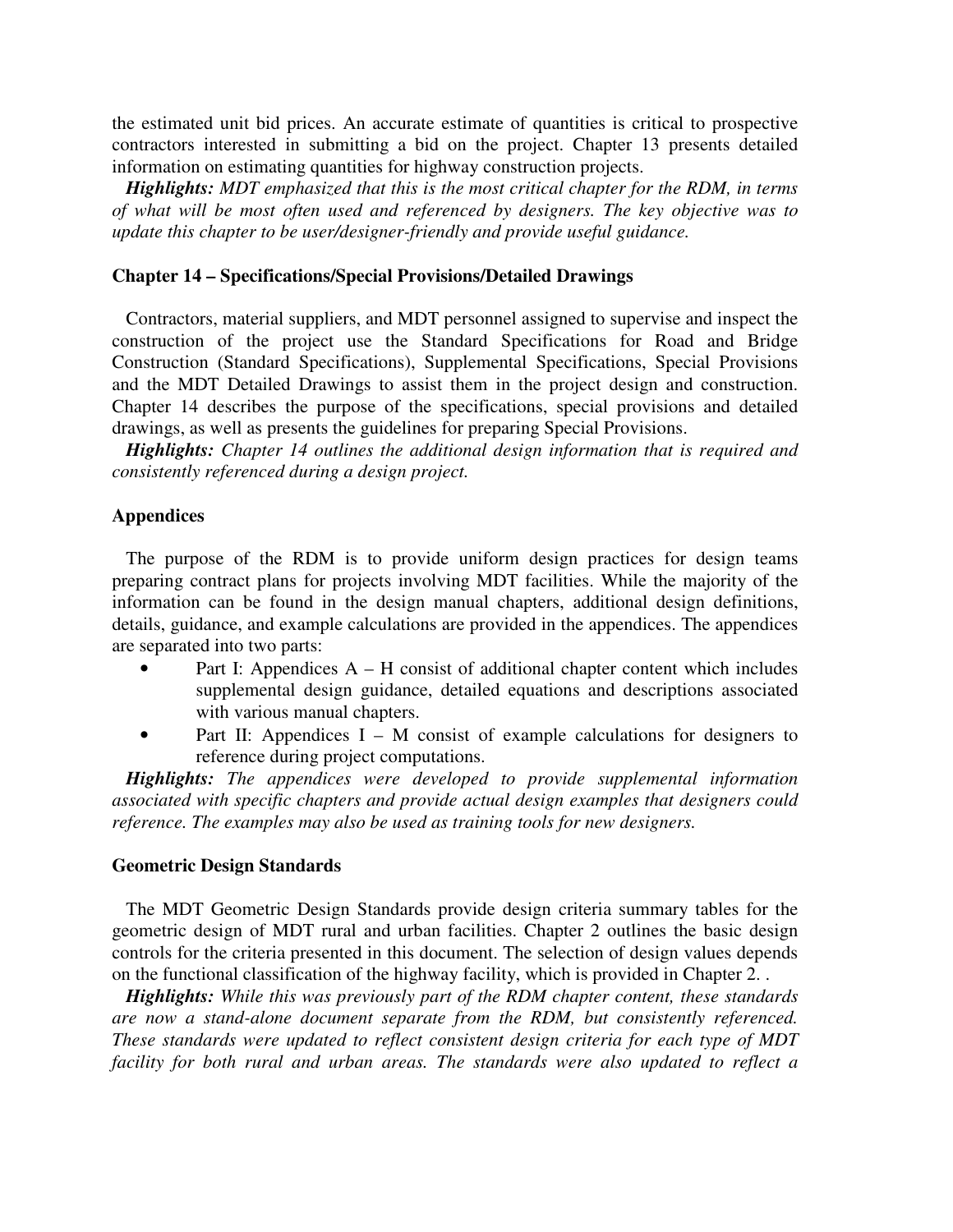the estimated unit bid prices. An accurate estimate of quantities is critical to prospective contractors interested in submitting a bid on the project. Chapter 13 presents detailed information on estimating quantities for highway construction projects.

***Highlights:*** *MDT emphasized that this is the most critical chapter for the RDM, in terms of what will be most often used and referenced by designers. The key objective was to update this chapter to be user/designer-friendly and provide useful guidance.*

### Chapter 14 – Specifications/Special Provisions/Detailed Drawings

Contractors, material suppliers, and MDT personnel assigned to supervise and inspect the construction of the project use the Standard Specifications for Road and Bridge Construction (Standard Specifications), Supplemental Specifications, Special Provisions and the MDT Detailed Drawings to assist them in the project design and construction. Chapter 14 describes the purpose of the specifications, special provisions and detailed drawings, as well as presents the guidelines for preparing Special Provisions.

***Highlights:*** *Chapter 14 outlines the additional design information that is required and consistently referenced during a design project.*

### Appendices

The purpose of the RDM is to provide uniform design practices for design teams preparing contract plans for projects involving MDT facilities. While the majority of the information can be found in the design manual chapters, additional design definitions, details, guidance, and example calculations are provided in the appendices. The appendices are separated into two parts:

- Part I: Appendices A – H consist of additional chapter content which includes supplemental design guidance, detailed equations and descriptions associated with various manual chapters.
- Part II: Appendices I – M consist of example calculations for designers to reference during project computations.

***Highlights:*** *The appendices were developed to provide supplemental information associated with specific chapters and provide actual design examples that designers could reference. The examples may also be used as training tools for new designers.*

### Geometric Design Standards

The MDT Geometric Design Standards provide design criteria summary tables for the geometric design of MDT rural and urban facilities. Chapter 2 outlines the basic design controls for the criteria presented in this document. The selection of design values depends on the functional classification of the highway facility, which is provided in Chapter 2. .

***Highlights:*** *While this was previously part of the RDM chapter content, these standards are now a stand-alone document separate from the RDM, but consistently referenced. These standards were updated to reflect consistent design criteria for each type of MDT facility for both rural and urban areas. The standards were also updated to reflect a*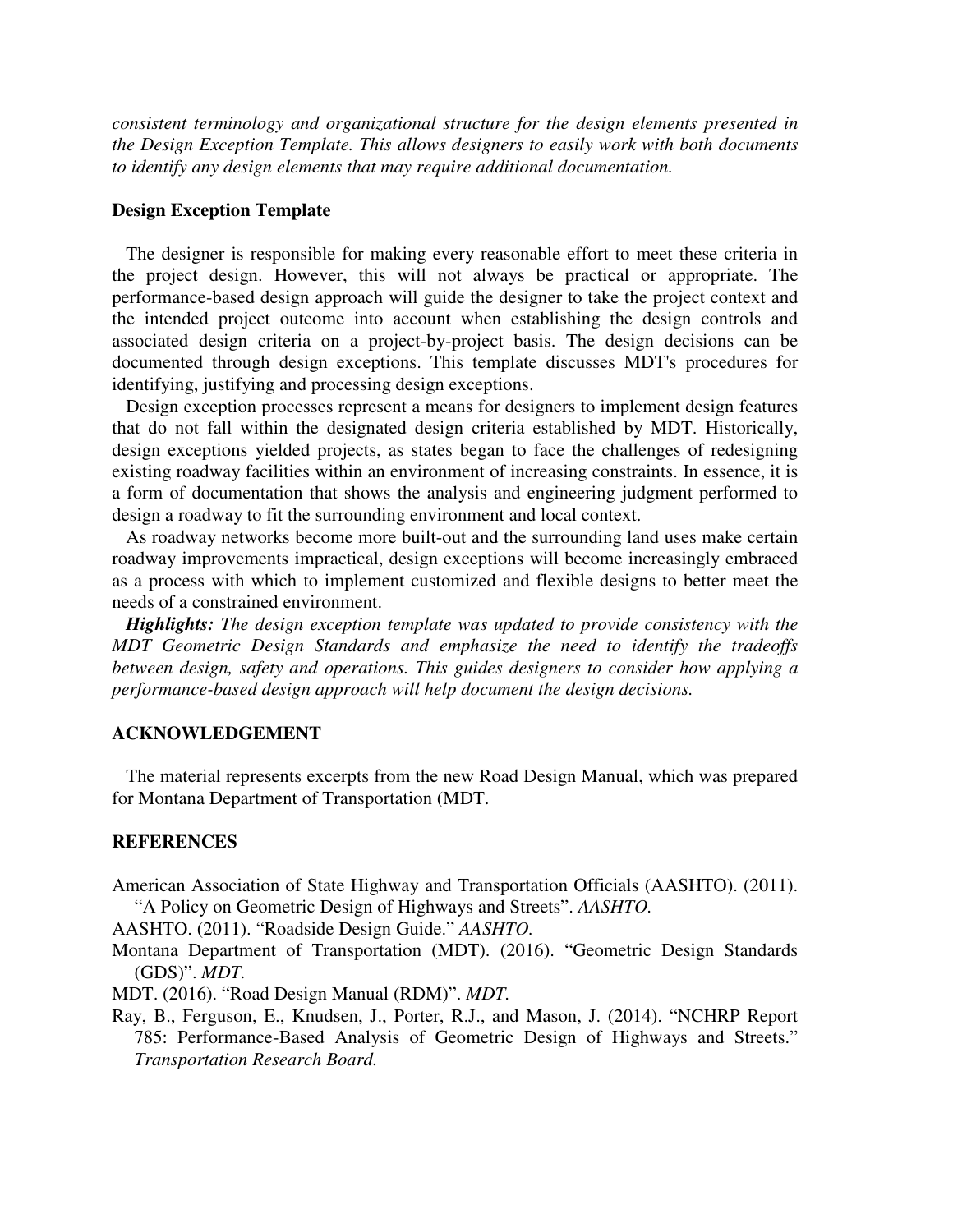*consistent terminology and organizational structure for the design elements presented in the Design Exception Template. This allows designers to easily work with both documents to identify any design elements that may require additional documentation.*

### Design Exception Template

The designer is responsible for making every reasonable effort to meet these criteria in the project design. However, this will not always be practical or appropriate. The performance-based design approach will guide the designer to take the project context and the intended project outcome into account when establishing the design controls and associated design criteria on a project-by-project basis. The design decisions can be documented through design exceptions. This template discusses MDT's procedures for identifying, justifying and processing design exceptions.

Design exception processes represent a means for designers to implement design features that do not fall within the designated design criteria established by MDT. Historically, design exceptions yielded projects, as states began to face the challenges of redesigning existing roadway facilities within an environment of increasing constraints. In essence, it is a form of documentation that shows the analysis and engineering judgment performed to design a roadway to fit the surrounding environment and local context.

As roadway networks become more built-out and the surrounding land uses make certain roadway improvements impractical, design exceptions will become increasingly embraced as a process with which to implement customized and flexible designs to better meet the needs of a constrained environment.

***Highlights:*** *The design exception template was updated to provide consistency with the MDT Geometric Design Standards and emphasize the need to identify the tradeoffs between design, safety and operations. This guides designers to consider how applying a performance-based design approach will help document the design decisions.*

## ACKNOWLEDGEMENT

The material represents excerpts from the new Road Design Manual, which was prepared for Montana Department of Transportation (MDT.

## REFERENCES

American Association of State Highway and Transportation Officials (AASHTO). (2011). "A Policy on Geometric Design of Highways and Streets". *AASHTO.*

AASHTO. (2011). "Roadside Design Guide." *AASHTO.*

Montana Department of Transportation (MDT). (2016). "Geometric Design Standards (GDS)". *MDT.*

MDT. (2016). "Road Design Manual (RDM)". *MDT.*

Ray, B., Ferguson, E., Knudsen, J., Porter, R.J., and Mason, J. (2014). "NCHRP Report 785: Performance-Based Analysis of Geometric Design of Highways and Streets." *Transportation Research Board.*